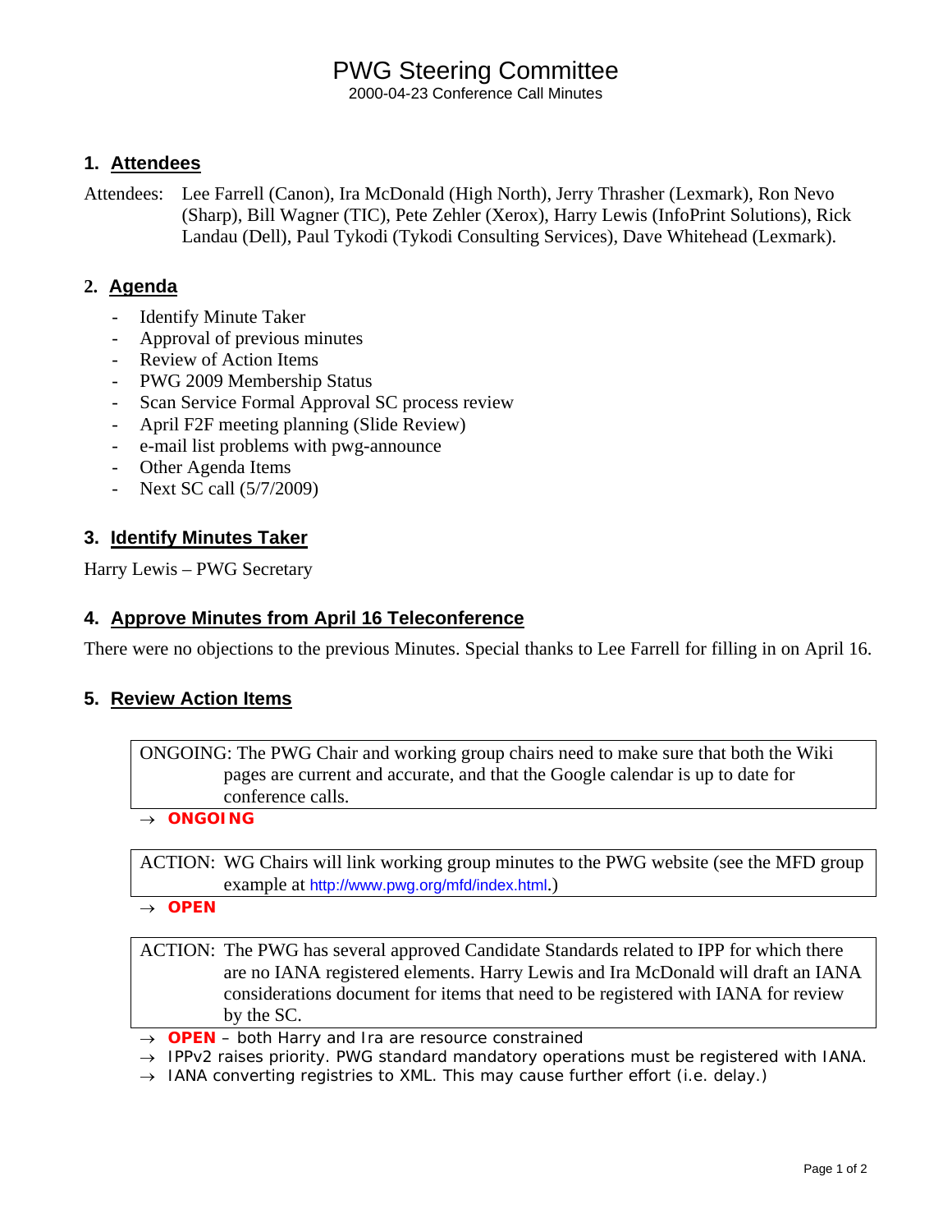# PWG Steering Committee

2000-04-23 Conference Call Minutes

## 1. Attendees

Attendees: Lee Farrell (Canon), Ira McDonald (High North), Jerry Thrasher (Lexmark), Ron Nevo (Sharp), Bill Wagner (TIC), Pete Zehler (Xerox), Harry Lewis (InfoPrint Solutions), Rick Landau (Dell), Paul Tykodi (Tykodi Consulting Services), Dave Whitehead (Lexmark).

## 2. Agenda

- Identify Minute Taker
- Approval of previous minutes
- Review of Action Items
- PWG 2009 Membership Status
- Scan Service Formal Approval SC process review
- April F2F meeting planning (Slide Review)
- e-mail list problems with pwg-announce
- Other Agenda Items
- Next SC call (5/7/2009)

## 3. Identify Minutes Taker

Harry Lewis – PWG Secretary

## 4. Approve Minutes from April 16 Teleconference

There were no objections to the previous Minutes. Special thanks to Lee Farrell for filling in on April 16.

## 5. Review Action Items

> ONGOING: The PWG Chair and working group chairs need to make sure that both the Wiki pages are current and accurate, and that the Google calendar is up to date for conference calls.

→ **ONGOING**

> ACTION: WG Chairs will link working group minutes to the PWG website (see the MFD group example at http://www.pwg.org/mfd/index.html.)

→ **OPEN**

> ACTION: The PWG has several approved Candidate Standards related to IPP for which there are no IANA registered elements. Harry Lewis and Ira McDonald will draft an IANA considerations document for items that need to be registered with IANA for review by the SC.

→ **OPEN** – both Harry and Ira are resource constrained

→ IPPv2 raises priority. PWG standard mandatory operations must be registered with IANA.

→ IANA converting registries to XML. This may cause further effort (i.e. delay.)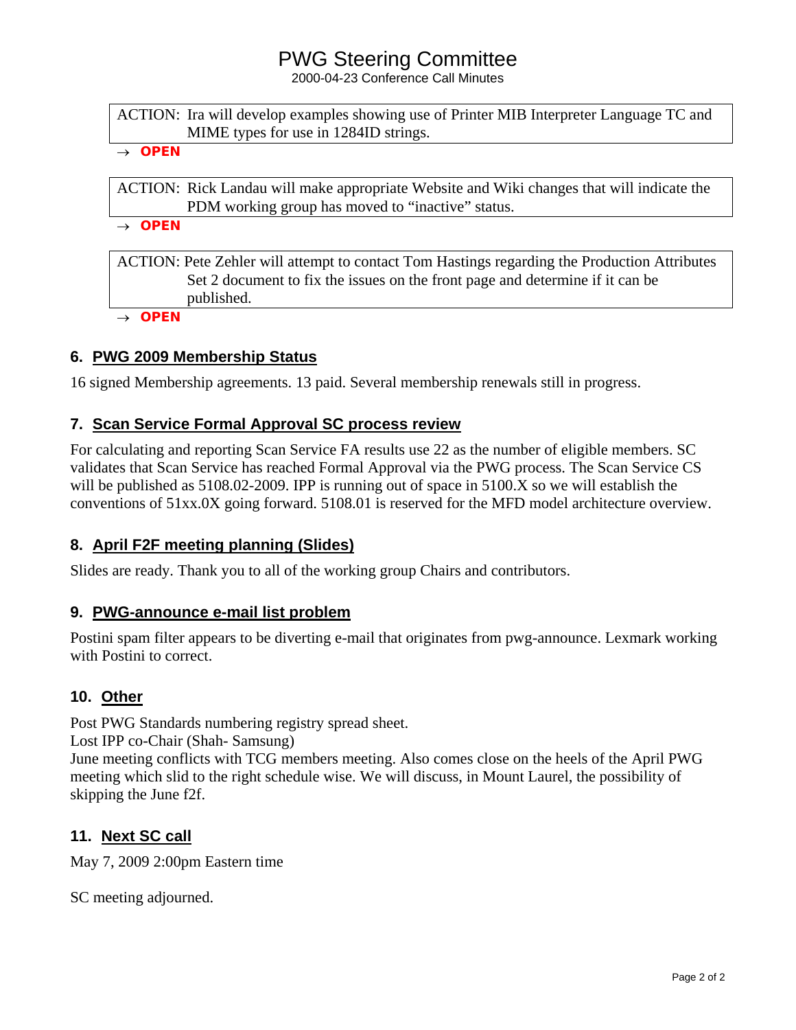# PWG Steering Committee

2000-04-23 Conference Call Minutes

> ACTION: Ira will develop examples showing use of Printer MIB Interpreter Language TC and MIME types for use in 1284ID strings.

→ **OPEN**

> ACTION: Rick Landau will make appropriate Website and Wiki changes that will indicate the PDM working group has moved to "inactive" status.

→ **OPEN**

> ACTION: Pete Zehler will attempt to contact Tom Hastings regarding the Production Attributes Set 2 document to fix the issues on the front page and determine if it can be published.

→ **OPEN**

## 6. PWG 2009 Membership Status

16 signed Membership agreements. 13 paid. Several membership renewals still in progress.

## 7. Scan Service Formal Approval SC process review

For calculating and reporting Scan Service FA results use 22 as the number of eligible members. SC validates that Scan Service has reached Formal Approval via the PWG process. The Scan Service CS will be published as 5108.02-2009. IPP is running out of space in 5100.X so we will establish the conventions of 51xx.0X going forward. 5108.01 is reserved for the MFD model architecture overview.

## 8. April F2F meeting planning (Slides)

Slides are ready. Thank you to all of the working group Chairs and contributors.

## 9. PWG-announce e-mail list problem

Postini spam filter appears to be diverting e-mail that originates from pwg-announce. Lexmark working with Postini to correct.

## 10. Other

Post PWG Standards numbering registry spread sheet.

Lost IPP co-Chair (Shah- Samsung)

June meeting conflicts with TCG members meeting. Also comes close on the heels of the April PWG meeting which slid to the right schedule wise. We will discuss, in Mount Laurel, the possibility of skipping the June f2f.

## 11. Next SC call

May 7, 2009 2:00pm Eastern time

SC meeting adjourned.